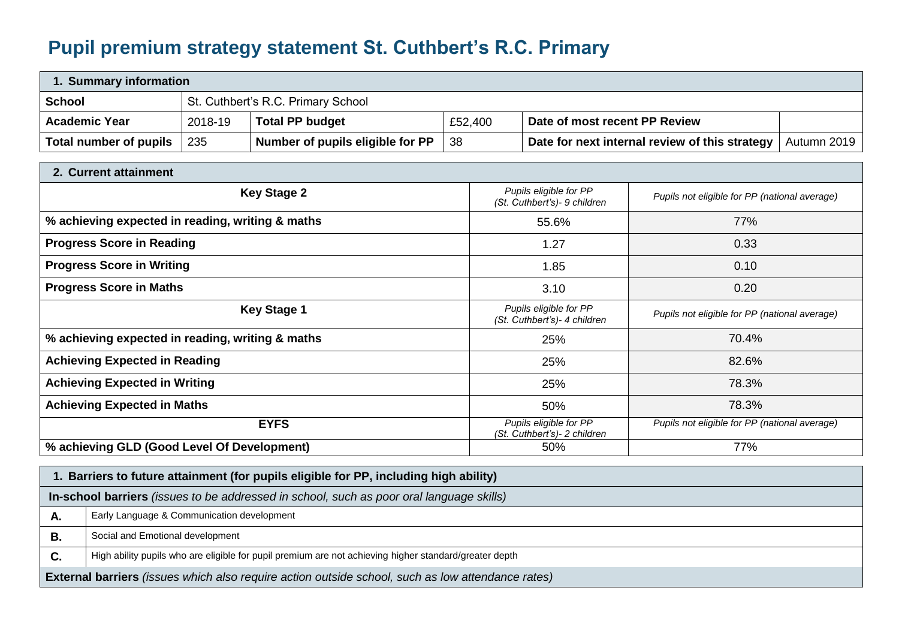# Pupil premium strategy statement St. Cuthbert's R.C. Primary

| 1. Summary information | | | | | |
|---|---|---|---|---|---|
| **School** | St. Cuthbert's R.C. Primary School | | | | |
| **Academic Year** | 2018-19 | **Total PP budget** | £52,400 | **Date of most recent PP Review** | |
| **Total number of pupils** | 235 | **Number of pupils eligible for PP** | 38 | **Date for next internal review of this strategy** | Autumn 2019 |

| 2. Current attainment | | |
|---|---|---|
| **Key Stage 2** | *Pupils eligible for PP (St. Cuthbert's)- 9 children* | *Pupils not eligible for PP (national average)* |
| **% achieving expected in reading, writing & maths** | 55.6% | 77% |
| **Progress Score in Reading** | 1.27 | 0.33 |
| **Progress Score in Writing** | 1.85 | 0.10 |
| **Progress Score in Maths** | 3.10 | 0.20 |
| **Key Stage 1** | *Pupils eligible for PP (St. Cuthbert's)- 4 children* | *Pupils not eligible for PP (national average)* |
| **% achieving expected in reading, writing & maths** | 25% | 70.4% |
| **Achieving Expected in Reading** | 25% | 82.6% |
| **Achieving Expected in Writing** | 25% | 78.3% |
| **Achieving Expected in Maths** | 50% | 78.3% |
| **EYFS** | *Pupils eligible for PP (St. Cuthbert's)- 2 children* | *Pupils not eligible for PP (national average)* |
| **% achieving GLD (Good Level Of Development)** | 50% | 77% |

| 1. Barriers to future attainment (for pupils eligible for PP, including high ability) | |
|---|---|
| **In-school barriers** *(issues to be addressed in school, such as poor oral language skills)* | |
| **A.** | Early Language & Communication development |
| **B.** | Social and Emotional development |
| **C.** | High ability pupils who are eligible for pupil premium are not achieving higher standard/greater depth |
| **External barriers** *(issues which also require action outside school, such as low attendance rates)* | |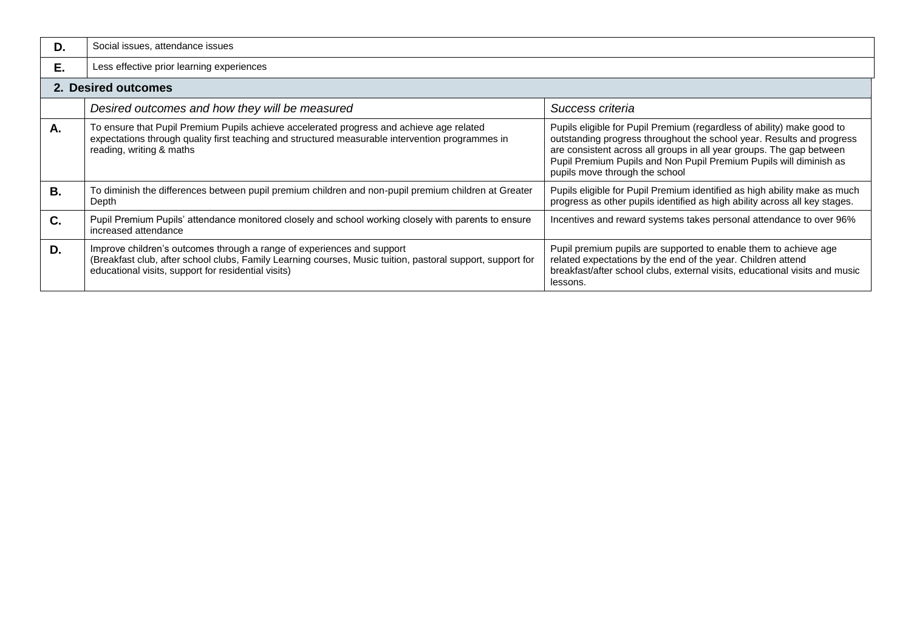| D. | Social issues, attendance issues |
| --- | --- |
| E. | Less effective prior learning experiences |

## 2. Desired outcomes

| | *Desired outcomes and how they will be measured* | *Success criteria* |
| --- | --- | --- |
| **A.** | To ensure that Pupil Premium Pupils achieve accelerated progress and achieve age related expectations through quality first teaching and structured measurable intervention programmes in reading, writing & maths | Pupils eligible for Pupil Premium (regardless of ability) make good to outstanding progress throughout the school year. Results and progress are consistent across all groups in all year groups. The gap between Pupil Premium Pupils and Non Pupil Premium Pupils will diminish as pupils move through the school |
| **B.** | To diminish the differences between pupil premium children and non-pupil premium children at Greater Depth | Pupils eligible for Pupil Premium identified as high ability make as much progress as other pupils identified as high ability across all key stages. |
| **C.** | Pupil Premium Pupils' attendance monitored closely and school working closely with parents to ensure increased attendance | Incentives and reward systems takes personal attendance to over 96% |
| **D.** | Improve children's outcomes through a range of experiences and support (Breakfast club, after school clubs, Family Learning courses, Music tuition, pastoral support, support for educational visits, support for residential visits) | Pupil premium pupils are supported to enable them to achieve age related expectations by the end of the year. Children attend breakfast/after school clubs, external visits, educational visits and music lessons. |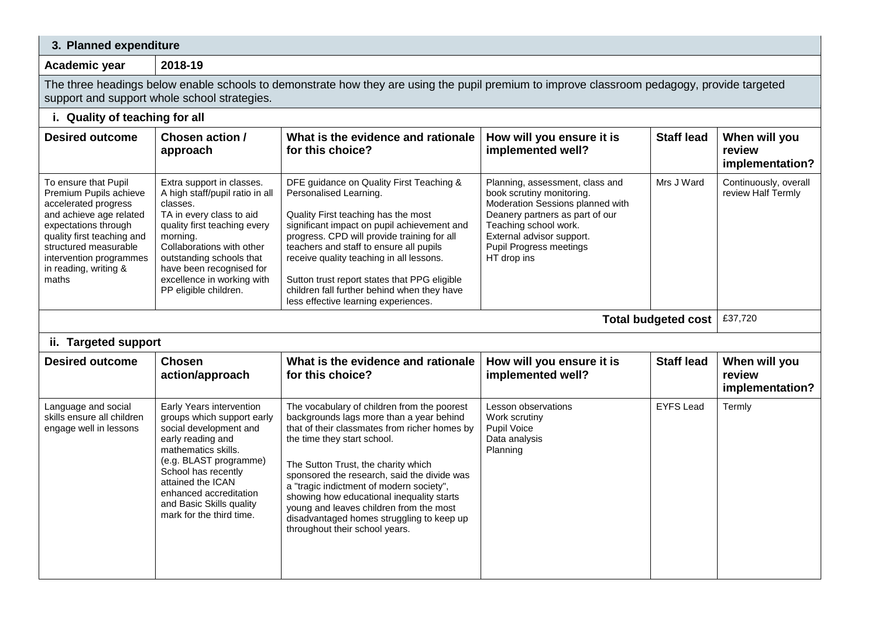## 3. Planned expenditure

**Academic year** | **2018-19**

The three headings below enable schools to demonstrate how they are using the pupil premium to improve classroom pedagogy, provide targeted support and support whole school strategies.

### i. Quality of teaching for all

| Desired outcome | Chosen action / approach | What is the evidence and rationale for this choice? | How will you ensure it is implemented well? | Staff lead | When will you review implementation? |
|---|---|---|---|---|---|
| To ensure that Pupil Premium Pupils achieve accelerated progress and achieve age related expectations through quality first teaching and structured measurable intervention programmes in reading, writing & maths | Extra support in classes. A high staff/pupil ratio in all classes. TA in every class to aid quality first teaching every morning. Collaborations with other outstanding schools that have been recognised for excellence in working with PP eligible children. | DFE guidance on Quality First Teaching & Personalised Learning.<br><br>Quality First teaching has the most significant impact on pupil achievement and progress. CPD will provide training for all teachers and staff to ensure all pupils receive quality teaching in all lessons.<br><br>Sutton trust report states that PPG eligible children fall further behind when they have less effective learning experiences. | Planning, assessment, class and book scrutiny monitoring. Moderation Sessions planned with Deanery partners as part of our Teaching school work. External advisor support. Pupil Progress meetings HT drop ins | Mrs J Ward | Continuously, overall review Half Termly |
| | | | | **Total budgeted cost** | £37,720 |

### ii. Targeted support

| Desired outcome | Chosen action/approach | What is the evidence and rationale for this choice? | How will you ensure it is implemented well? | Staff lead | When will you review implementation? |
|---|---|---|---|---|---|
| Language and social skills ensure all children engage well in lessons | Early Years intervention groups which support early social development and early reading and mathematics skills. (e.g. BLAST programme) School has recently attained the ICAN enhanced accreditation and Basic Skills quality mark for the third time. | The vocabulary of children from the poorest backgrounds lags more than a year behind that of their classmates from richer homes by the time they start school.<br><br>The Sutton Trust, the charity which sponsored the research, said the divide was a "tragic indictment of modern society", showing how educational inequality starts young and leaves children from the most disadvantaged homes struggling to keep up throughout their school years. | Lesson observations<br>Work scrutiny<br>Pupil Voice<br>Data analysis<br>Planning | EYFS Lead | Termly |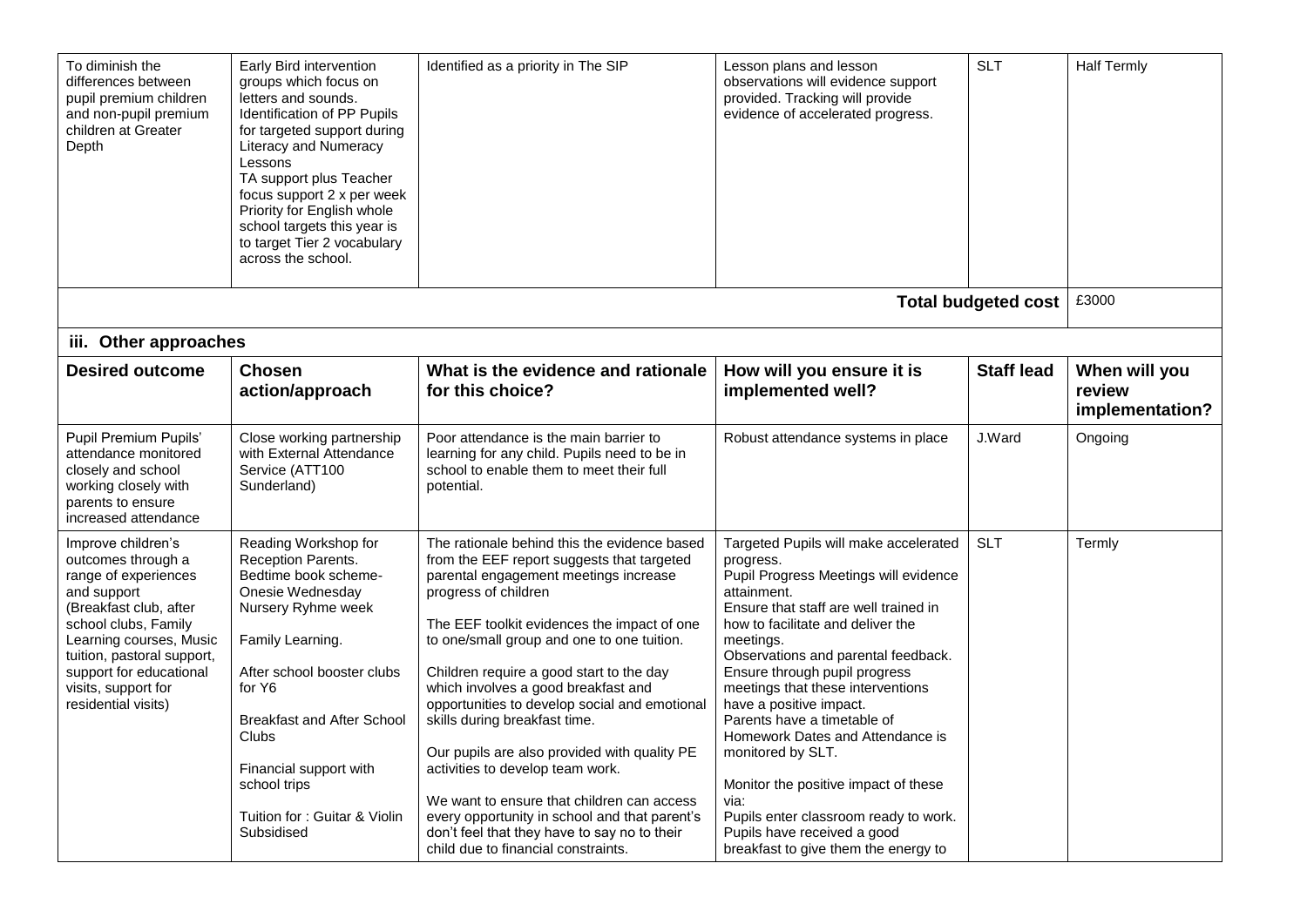| To diminish the differences between pupil premium children and non-pupil premium children at Greater Depth | Early Bird intervention groups which focus on letters and sounds. Identification of PP Pupils for targeted support during Literacy and Numeracy Lessons TA support plus Teacher focus support 2 x per week Priority for English whole school targets this year is to target Tier 2 vocabulary across the school. | Identified as a priority in The SIP | Lesson plans and lesson observations will evidence support provided. Tracking will provide evidence of accelerated progress. | SLT | Half Termly |
|---|---|---|---|---|---|
| | | | | **Total budgeted cost** | £3000 |

### iii. Other approaches

| Desired outcome | Chosen action/approach | What is the evidence and rationale for this choice? | How will you ensure it is implemented well? | Staff lead | When will you review implementation? |
|---|---|---|---|---|---|
| Pupil Premium Pupils' attendance monitored closely and school working closely with parents to ensure increased attendance | Close working partnership with External Attendance Service (ATT100 Sunderland) | Poor attendance is the main barrier to learning for any child. Pupils need to be in school to enable them to meet their full potential. | Robust attendance systems in place | J.Ward | Ongoing |
| Improve children's outcomes through a range of experiences and support (Breakfast club, after school clubs, Family Learning courses, Music tuition, pastoral support, support for educational visits, support for residential visits) | Reading Workshop for Reception Parents. Bedtime book scheme- Onesie Wednesday Nursery Ryhme week<br><br>Family Learning.<br><br>After school booster clubs for Y6<br><br>Breakfast and After School Clubs<br><br>Financial support with school trips<br><br>Tuition for : Guitar & Violin Subsidised | The rationale behind this the evidence based from the EEF report suggests that targeted parental engagement meetings increase progress of children<br><br>The EEF toolkit evidences the impact of one to one/small group and one to one tuition.<br><br>Children require a good start to the day which involves a good breakfast and opportunities to develop social and emotional skills during breakfast time.<br><br>Our pupils are also provided with quality PE activities to develop team work.<br><br>We want to ensure that children can access every opportunity in school and that parent's don't feel that they have to say no to their child due to financial constraints. | Targeted Pupils will make accelerated progress.<br>Pupil Progress Meetings will evidence attainment.<br>Ensure that staff are well trained in how to facilitate and deliver the meetings.<br>Observations and parental feedback.<br>Ensure through pupil progress meetings that these interventions have a positive impact.<br>Parents have a timetable of Homework Dates and Attendance is monitored by SLT.<br><br>Monitor the positive impact of these via:<br>Pupils enter classroom ready to work.<br>Pupils have received a good breakfast to give them the energy to | SLT | Termly |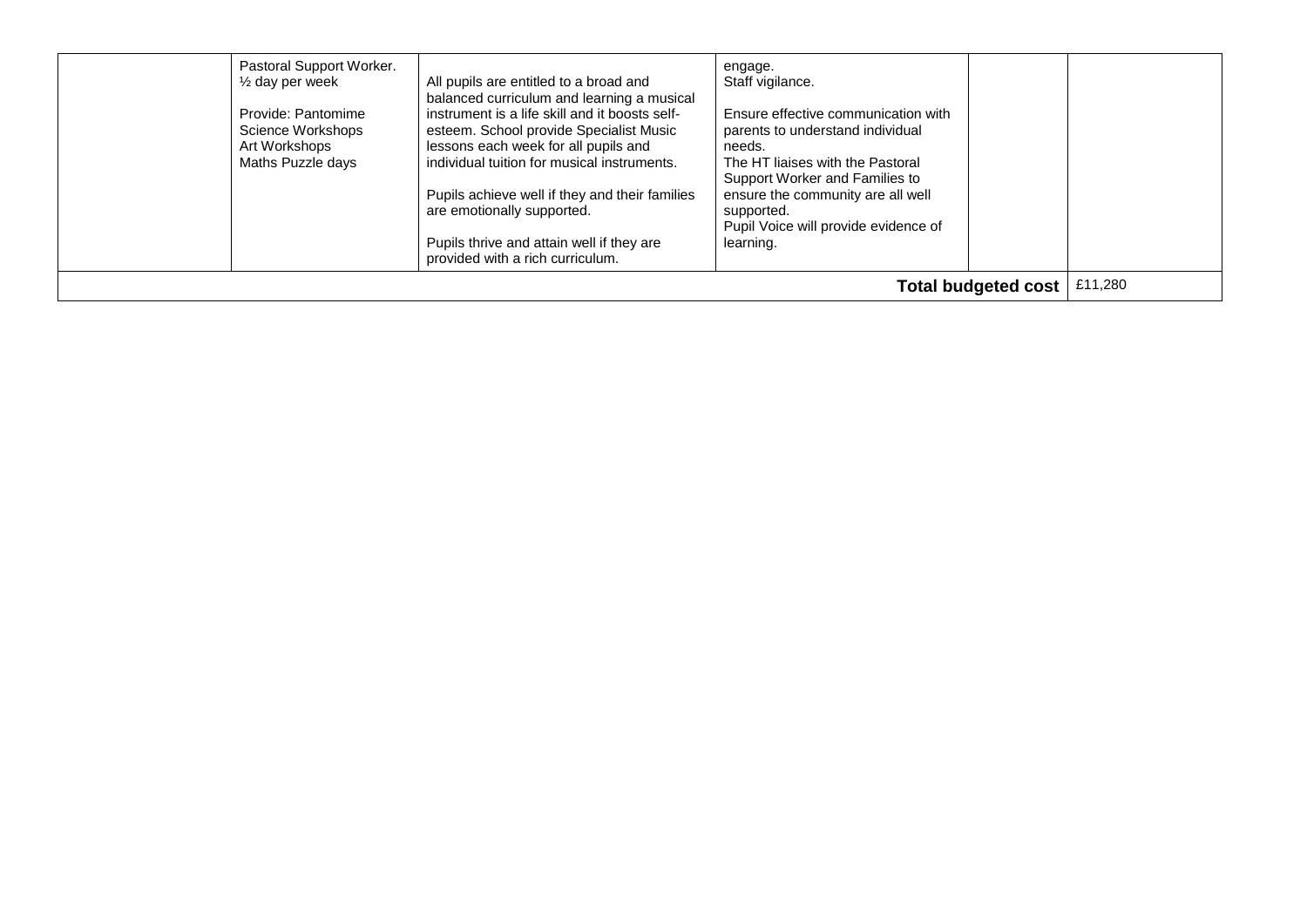| | | | | | |
|---|---|---|---|---|---|
| | Pastoral Support Worker.<br>½ day per week<br><br>Provide: Pantomime<br>Science Workshops<br>Art Workshops<br>Maths Puzzle days | All pupils are entitled to a broad and balanced curriculum and learning a musical instrument is a life skill and it boosts self-esteem. School provide Specialist Music lessons each week for all pupils and individual tuition for musical instruments.<br><br>Pupils achieve well if they and their families are emotionally supported.<br><br>Pupils thrive and attain well if they are provided with a rich curriculum. | engage.<br>Staff vigilance.<br><br>Ensure effective communication with parents to understand individual needs.<br>The HT liaises with the Pastoral Support Worker and Families to ensure the community are all well supported.<br>Pupil Voice will provide evidence of learning. | | |
| | | | | **Total budgeted cost** | £11,280 |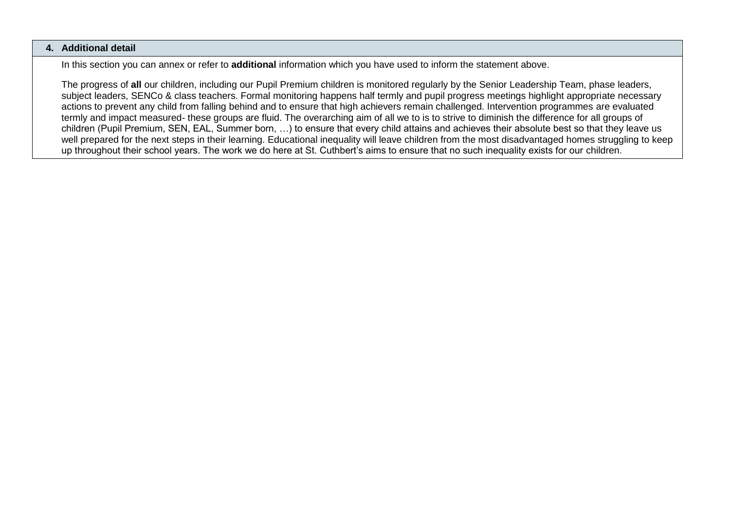## 4. Additional detail

In this section you can annex or refer to **additional** information which you have used to inform the statement above.

The progress of **all** our children, including our Pupil Premium children is monitored regularly by the Senior Leadership Team, phase leaders, subject leaders, SENCo & class teachers. Formal monitoring happens half termly and pupil progress meetings highlight appropriate necessary actions to prevent any child from falling behind and to ensure that high achievers remain challenged. Intervention programmes are evaluated termly and impact measured- these groups are fluid. The overarching aim of all we to is to strive to diminish the difference for all groups of children (Pupil Premium, SEN, EAL, Summer born, …) to ensure that every child attains and achieves their absolute best so that they leave us well prepared for the next steps in their learning. Educational inequality will leave children from the most disadvantaged homes struggling to keep up throughout their school years. The work we do here at St. Cuthbert's aims to ensure that no such inequality exists for our children.